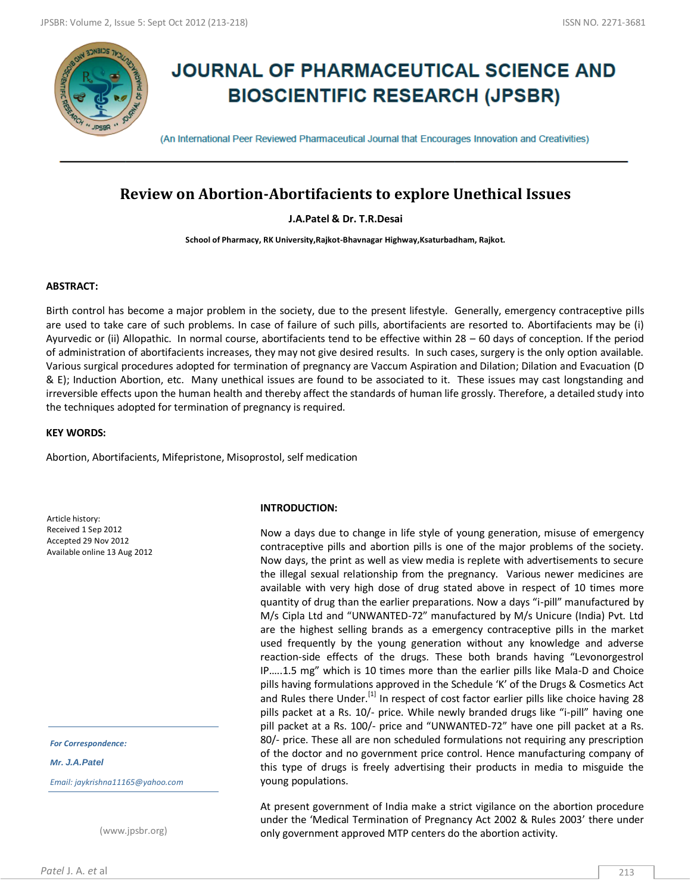# JOURNAL OF PHARMACEUTICAL SCIENCE AND BIOSCIENTIFIC RESEARCH (JPSBR)

(An International Peer Reviewed Pharmaceutical Journal that Encourages Innovation and Creativities)

## Review on Abortion-Abortifacients to explore Unethical Issues

**J.A.Patel & Dr. T.R.Desai**

**School of Pharmacy, RK University,Rajkot-Bhavnagar Highway,Ksaturbadham, Rajkot.**

### ABSTRACT:

Birth control has become a major problem in the society, due to the present lifestyle. Generally, emergency contraceptive pills are used to take care of such problems. In case of failure of such pills, abortifacients are resorted to. Abortifacients may be (i) Ayurvedic or (ii) Allopathic. In normal course, abortifacients tend to be effective within 28 – 60 days of conception. If the period of administration of abortifacients increases, they may not give desired results. In such cases, surgery is the only option available. Various surgical procedures adopted for termination of pregnancy are Vaccum Aspiration and Dilation; Dilation and Evacuation (D & E); Induction Abortion, etc. Many unethical issues are found to be associated to it. These issues may cast longstanding and irreversible effects upon the human health and thereby affect the standards of human life grossly. Therefore, a detailed study into the techniques adopted for termination of pregnancy is required.

### KEY WORDS:

Abortion, Abortifacients, Mifepristone, Misoprostol, self medication

Article history:
Received 1 Sep 2012
Accepted 29 Nov 2012
Available online 13 Aug 2012

*For Correspondence:*

*Mr. J.A.Patel*

*Email: jaykrishna11165@yahoo.com*

(www.jpsbr.org)

### INTRODUCTION:

Now a days due to change in life style of young generation, misuse of emergency contraceptive pills and abortion pills is one of the major problems of the society. Now days, the print as well as view media is replete with advertisements to secure the illegal sexual relationship from the pregnancy. Various newer medicines are available with very high dose of drug stated above in respect of 10 times more quantity of drug than the earlier preparations. Now a days "i-pill" manufactured by M/s Cipla Ltd and "UNWANTED-72" manufactured by M/s Unicure (India) Pvt. Ltd are the highest selling brands as a emergency contraceptive pills in the market used frequently by the young generation without any knowledge and adverse reaction-side effects of the drugs. These both brands having "Levonorgestrol IP.....1.5 mg" which is 10 times more than the earlier pills like Mala-D and Choice pills having formulations approved in the Schedule 'K' of the Drugs & Cosmetics Act and Rules there Under.[1] In respect of cost factor earlier pills like choice having 28 pills packet at a Rs. 10/- price. While newly branded drugs like "i-pill" having one pill packet at a Rs. 100/- price and "UNWANTED-72" have one pill packet at a Rs. 80/- price. These all are non scheduled formulations not requiring any prescription of the doctor and no government price control. Hence manufacturing company of this type of drugs is freely advertising their products in media to misguide the young populations.

At present government of India make a strict vigilance on the abortion procedure under the 'Medical Termination of Pregnancy Act 2002 & Rules 2003' there under only government approved MTP centers do the abortion activity.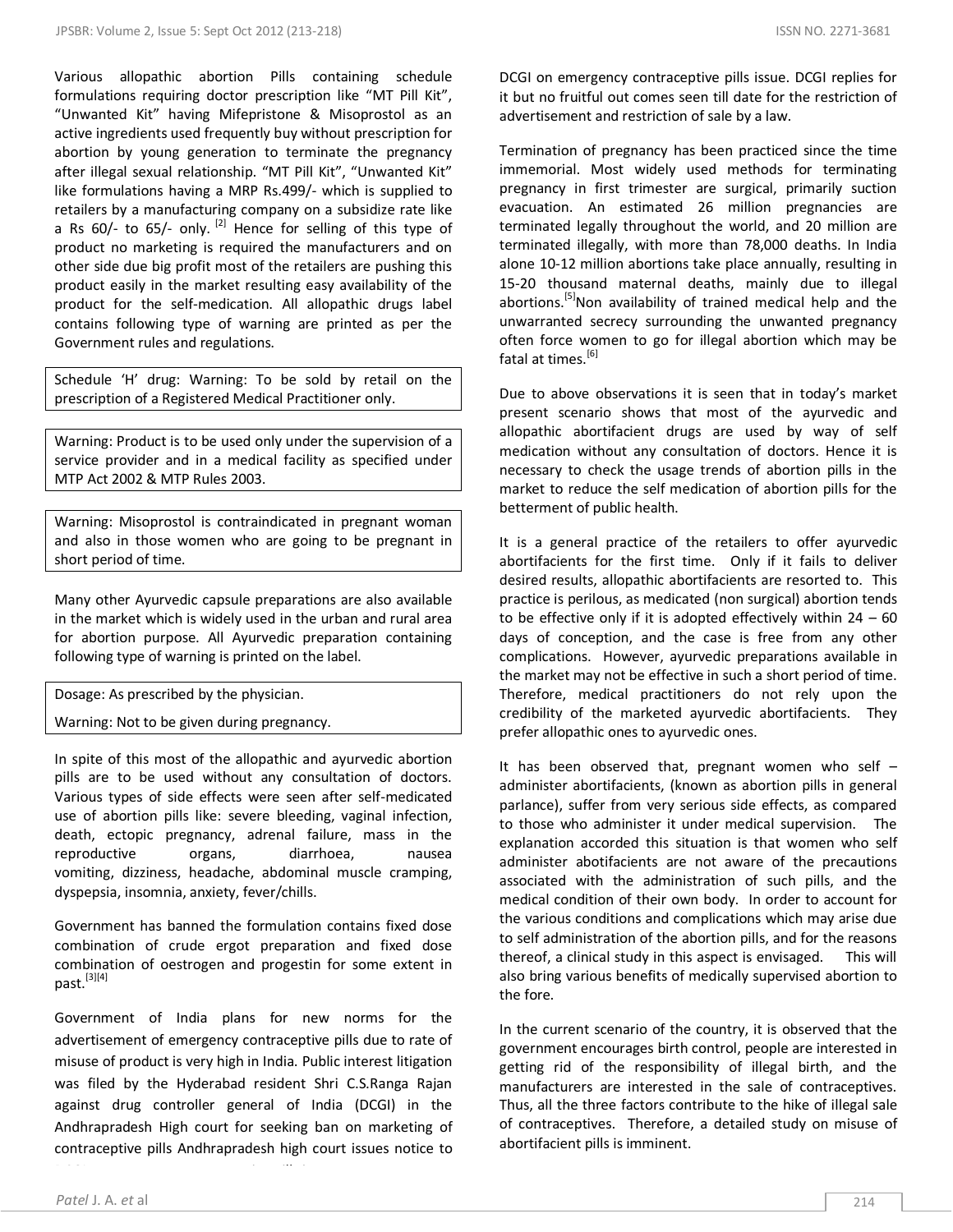Various allopathic abortion Pills containing schedule formulations requiring doctor prescription like "MT Pill Kit", "Unwanted Kit" having Mifepristone & Misoprostol as an active ingredients used frequently buy without prescription for abortion by young generation to terminate the pregnancy after illegal sexual relationship. "MT Pill Kit", "Unwanted Kit" like formulations having a MRP Rs.499/- which is supplied to retailers by a manufacturing company on a subsidize rate like a Rs 60/- to 65/- only. [2] Hence for selling of this type of product no marketing is required the manufacturers and on other side due big profit most of the retailers are pushing this product easily in the market resulting easy availability of the product for the self-medication. All allopathic drugs label contains following type of warning are printed as per the Government rules and regulations.

Schedule 'H' drug: Warning: To be sold by retail on the prescription of a Registered Medical Practitioner only.

Warning: Product is to be used only under the supervision of a service provider and in a medical facility as specified under MTP Act 2002 & MTP Rules 2003.

Warning: Misoprostol is contraindicated in pregnant woman and also in those women who are going to be pregnant in short period of time.

Many other Ayurvedic capsule preparations are also available in the market which is widely used in the urban and rural area for abortion purpose. All Ayurvedic preparation containing following type of warning is printed on the label.

Dosage: As prescribed by the physician.

Warning: Not to be given during pregnancy.

In spite of this most of the allopathic and ayurvedic abortion pills are to be used without any consultation of doctors. Various types of side effects were seen after self-medicated use of abortion pills like: severe bleeding, vaginal infection, death, ectopic pregnancy, adrenal failure, mass in the reproductive organs, diarrhoea, nausea vomiting, dizziness, headache, abdominal muscle cramping, dyspepsia, insomnia, anxiety, fever/chills.

Government has banned the formulation contains fixed dose combination of crude ergot preparation and fixed dose combination of oestrogen and progestin for some extent in past.[3][4]

Government of India plans for new norms for the advertisement of emergency contraceptive pills due to rate of misuse of product is very high in India. Public interest litigation was filed by the Hyderabad resident Shri C.S.Ranga Rajan against drug controller general of India (DCGI) in the Andhrapradesh High court for seeking ban on marketing of contraceptive pills Andhrapradesh high court issues notice to DCGI on emergency contraceptive pills issue. DCGI replies for it but no fruitful out comes seen till date for the restriction of advertisement and restriction of sale by a law.

Termination of pregnancy has been practiced since the time immemorial. Most widely used methods for terminating pregnancy in first trimester are surgical, primarily suction evacuation. An estimated 26 million pregnancies are terminated legally throughout the world, and 20 million are terminated illegally, with more than 78,000 deaths. In India alone 10-12 million abortions take place annually, resulting in 15-20 thousand maternal deaths, mainly due to illegal abortions.[5]Non availability of trained medical help and the unwarranted secrecy surrounding the unwanted pregnancy often force women to go for illegal abortion which may be fatal at times.[6]

Due to above observations it is seen that in today's market present scenario shows that most of the ayurvedic and allopathic abortifacient drugs are used by way of self medication without any consultation of doctors. Hence it is necessary to check the usage trends of abortion pills in the market to reduce the self medication of abortion pills for the betterment of public health.

It is a general practice of the retailers to offer ayurvedic abortifacients for the first time. Only if it fails to deliver desired results, allopathic abortifacients are resorted to. This practice is perilous, as medicated (non surgical) abortion tends to be effective only if it is adopted effectively within 24 – 60 days of conception, and the case is free from any other complications. However, ayurvedic preparations available in the market may not be effective in such a short period of time. Therefore, medical practitioners do not rely upon the credibility of the marketed ayurvedic abortifacients. They prefer allopathic ones to ayurvedic ones.

It has been observed that, pregnant women who self – administer abortifacients, (known as abortion pills in general parlance), suffer from very serious side effects, as compared to those who administer it under medical supervision. The explanation accorded this situation is that women who self administer abotifacients are not aware of the precautions associated with the administration of such pills, and the medical condition of their own body. In order to account for the various conditions and complications which may arise due to self administration of the abortion pills, and for the reasons thereof, a clinical study in this aspect is envisaged. This will also bring various benefits of medically supervised abortion to the fore.

In the current scenario of the country, it is observed that the government encourages birth control, people are interested in getting rid of the responsibility of illegal birth, and the manufacturers are interested in the sale of contraceptives. Thus, all the three factors contribute to the hike of illegal sale of contraceptives. Therefore, a detailed study on misuse of abortifacient pills is imminent.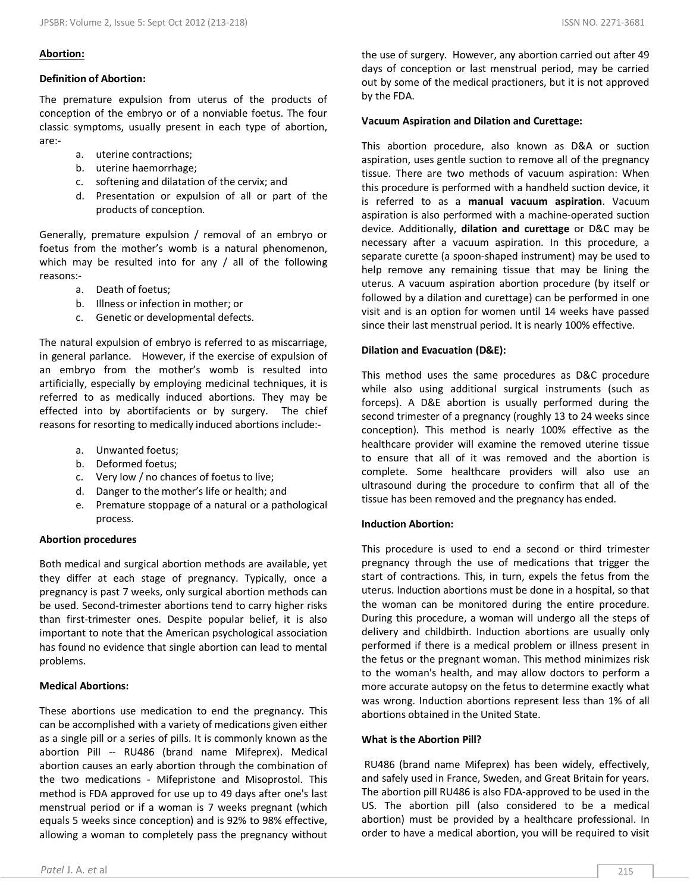## Abortion:

### Definition of Abortion:

The premature expulsion from uterus of the products of conception of the embryo or of a nonviable foetus. The four classic symptoms, usually present in each type of abortion, are:-

a. uterine contractions;
b. uterine haemorrhage;
c. softening and dilatation of the cervix; and
d. Presentation or expulsion of all or part of the products of conception.

Generally, premature expulsion / removal of an embryo or foetus from the mother's womb is a natural phenomenon, which may be resulted into for any / all of the following reasons:-

a. Death of foetus;
b. Illness or infection in mother; or
c. Genetic or developmental defects.

The natural expulsion of embryo is referred to as miscarriage, in general parlance. However, if the exercise of expulsion of an embryo from the mother's womb is resulted into artificially, especially by employing medicinal techniques, it is referred to as medically induced abortions. They may be effected into by abortifacients or by surgery. The chief reasons for resorting to medically induced abortions include:-

a. Unwanted foetus;
b. Deformed foetus;
c. Very low / no chances of foetus to live;
d. Danger to the mother's life or health; and
e. Premature stoppage of a natural or a pathological process.

### Abortion procedures

Both medical and surgical abortion methods are available, yet they differ at each stage of pregnancy. Typically, once a pregnancy is past 7 weeks, only surgical abortion methods can be used. Second-trimester abortions tend to carry higher risks than first-trimester ones. Despite popular belief, it is also important to note that the American psychological association has found no evidence that single abortion can lead to mental problems.

### Medical Abortions:

These abortions use medication to end the pregnancy. This can be accomplished with a variety of medications given either as a single pill or a series of pills. It is commonly known as the abortion Pill -- RU486 (brand name Mifeprex). Medical abortion causes an early abortion through the combination of the two medications - Mifepristone and Misoprostol. This method is FDA approved for use up to 49 days after one's last menstrual period or if a woman is 7 weeks pregnant (which equals 5 weeks since conception) and is 92% to 98% effective, allowing a woman to completely pass the pregnancy without the use of surgery. However, any abortion carried out after 49 days of conception or last menstrual period, may be carried out by some of the medical practioners, but it is not approved by the FDA.

### Vacuum Aspiration and Dilation and Curettage:

This abortion procedure, also known as D&A or suction aspiration, uses gentle suction to remove all of the pregnancy tissue. There are two methods of vacuum aspiration: When this procedure is performed with a handheld suction device, it is referred to as a **manual vacuum aspiration**. Vacuum aspiration is also performed with a machine-operated suction device. Additionally, **dilation and curettage** or D&C may be necessary after a vacuum aspiration. In this procedure, a separate curette (a spoon-shaped instrument) may be used to help remove any remaining tissue that may be lining the uterus. A vacuum aspiration abortion procedure (by itself or followed by a dilation and curettage) can be performed in one visit and is an option for women until 14 weeks have passed since their last menstrual period. It is nearly 100% effective.

### Dilation and Evacuation (D&E):

This method uses the same procedures as D&C procedure while also using additional surgical instruments (such as forceps). A D&E abortion is usually performed during the second trimester of a pregnancy (roughly 13 to 24 weeks since conception). This method is nearly 100% effective as the healthcare provider will examine the removed uterine tissue to ensure that all of it was removed and the abortion is complete. Some healthcare providers will also use an ultrasound during the procedure to confirm that all of the tissue has been removed and the pregnancy has ended.

### Induction Abortion:

This procedure is used to end a second or third trimester pregnancy through the use of medications that trigger the start of contractions. This, in turn, expels the fetus from the uterus. Induction abortions must be done in a hospital, so that the woman can be monitored during the entire procedure. During this procedure, a woman will undergo all the steps of delivery and childbirth. Induction abortions are usually only performed if there is a medical problem or illness present in the fetus or the pregnant woman. This method minimizes risk to the woman's health, and may allow doctors to perform a more accurate autopsy on the fetus to determine exactly what was wrong. Induction abortions represent less than 1% of all abortions obtained in the United State.

### What is the Abortion Pill?

RU486 (brand name Mifeprex) has been widely, effectively, and safely used in France, Sweden, and Great Britain for years. The abortion pill RU486 is also FDA-approved to be used in the US. The abortion pill (also considered to be a medical abortion) must be provided by a healthcare professional. In order to have a medical abortion, you will be required to visit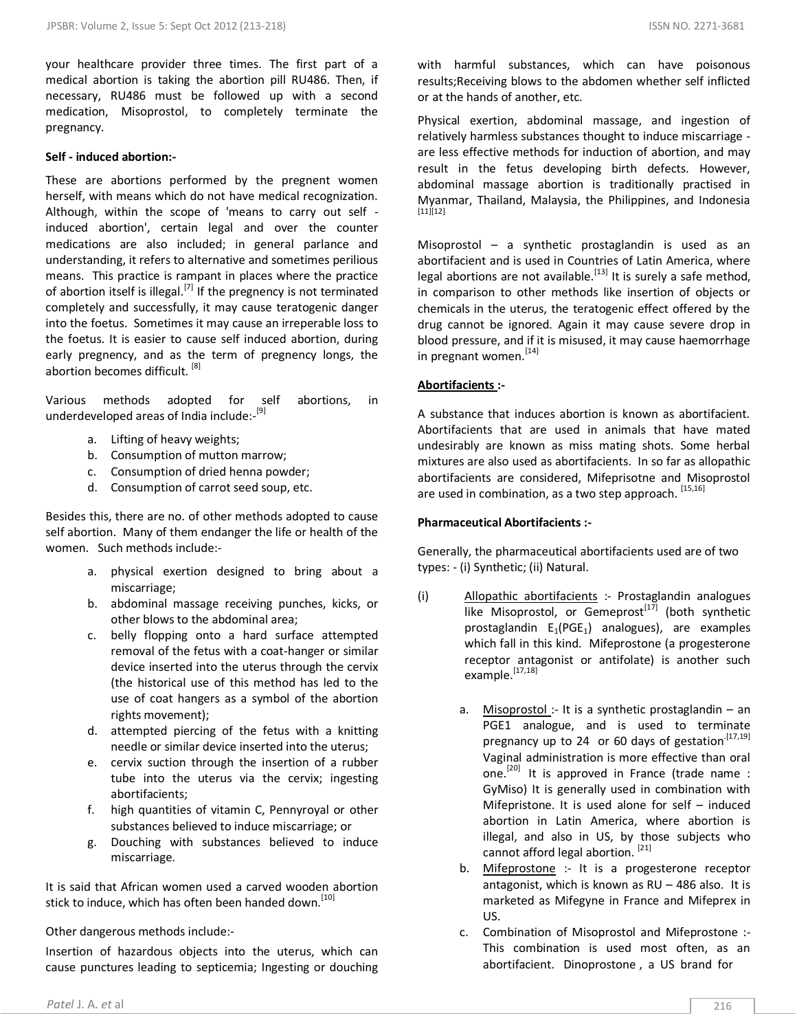your healthcare provider three times. The first part of a medical abortion is taking the abortion pill RU486. Then, if necessary, RU486 must be followed up with a second medication, Misoprostol, to completely terminate the pregnancy.

**Self - induced abortion:-**

These are abortions performed by the pregnent women herself, with means which do not have medical recognization. Although, within the scope of 'means to carry out self - induced abortion', certain legal and over the counter medications are also included; in general parlance and understanding, it refers to alternative and sometimes perilious means. This practice is rampant in places where the practice of abortion itself is illegal.[7] If the pregnency is not terminated completely and successfully, it may cause teratogenic danger into the foetus. Sometimes it may cause an irreperable loss to the foetus. It is easier to cause self induced abortion, during early pregnency, and as the term of pregnency longs, the abortion becomes difficult. [8]

Various methods adopted for self abortions, in underdeveloped areas of India include:-[9]

a. Lifting of heavy weights;
b. Consumption of mutton marrow;
c. Consumption of dried henna powder;
d. Consumption of carrot seed soup, etc.

Besides this, there are no. of other methods adopted to cause self abortion. Many of them endanger the life or health of the women. Such methods include:-

a. physical exertion designed to bring about a miscarriage;
b. abdominal massage receiving punches, kicks, or other blows to the abdominal area;
c. belly flopping onto a hard surface attempted removal of the fetus with a coat-hanger or similar device inserted into the uterus through the cervix (the historical use of this method has led to the use of coat hangers as a symbol of the abortion rights movement);
d. attempted piercing of the fetus with a knitting needle or similar device inserted into the uterus;
e. cervix suction through the insertion of a rubber tube into the uterus via the cervix; ingesting abortifacients;
f. high quantities of vitamin C, Pennyroyal or other substances believed to induce miscarriage; or
g. Douching with substances believed to induce miscarriage.

It is said that African women used a carved wooden abortion stick to induce, which has often been handed down.[10]

Other dangerous methods include:-

Insertion of hazardous objects into the uterus, which can cause punctures leading to septicemia; Ingesting or douching with harmful substances, which can have poisonous results;Receiving blows to the abdomen whether self inflicted or at the hands of another, etc.

Physical exertion, abdominal massage, and ingestion of relatively harmless substances thought to induce miscarriage - are less effective methods for induction of abortion, and may result in the fetus developing birth defects. However, abdominal massage abortion is traditionally practised in Myanmar, Thailand, Malaysia, the Philippines, and Indonesia [11][12]

Misoprostol – a synthetic prostaglandin is used as an abortifacient and is used in Countries of Latin America, where legal abortions are not available.[13] It is surely a safe method, in comparison to other methods like insertion of objects or chemicals in the uterus, the teratogenic effect offered by the drug cannot be ignored. Again it may cause severe drop in blood pressure, and if it is misused, it may cause haemorrhage in pregnant women.[14]

**Abortifacients :-**

A substance that induces abortion is known as abortifacient. Abortifacients that are used in animals that have mated undesirably are known as miss mating shots. Some herbal mixtures are also used as abortifacients. In so far as allopathic abortifacients are considered, Mifeprisotne and Misoprostol are used in combination, as a two step approach. [15,16]

**Pharmaceutical Abortifacients :-**

Generally, the pharmaceutical abortifacients used are of two types: - (i) Synthetic; (ii) Natural.

(i) Allopathic abortifacients :- Prostaglandin analogues like Misoprostol, or Gemeprost[17] (both synthetic prostaglandin $E_1$($PGE_1$) analogues), are examples which fall in this kind. Mifeprostone (a progesterone receptor antagonist or antifolate) is another such example.[17,18]

   a. Misoprostol :- It is a synthetic prostaglandin – an PGE1 analogue, and is used to terminate pregnancy up to 24 or 60 days of gestation[17,19] Vaginal administration is more effective than oral one.[20] It is approved in France (trade name : GyMiso) It is generally used in combination with Mifepristone. It is used alone for self – induced abortion in Latin America, where abortion is illegal, and also in US, by those subjects who cannot afford legal abortion. [21]
   b. Mifeprostone :- It is a progesterone receptor antagonist, which is known as RU – 486 also. It is marketed as Mifegyne in France and Mifeprex in US.
   c. Combination of Misoprostol and Mifeprostone :- This combination is used most often, as an abortifacient. Dinoprostone , a US brand for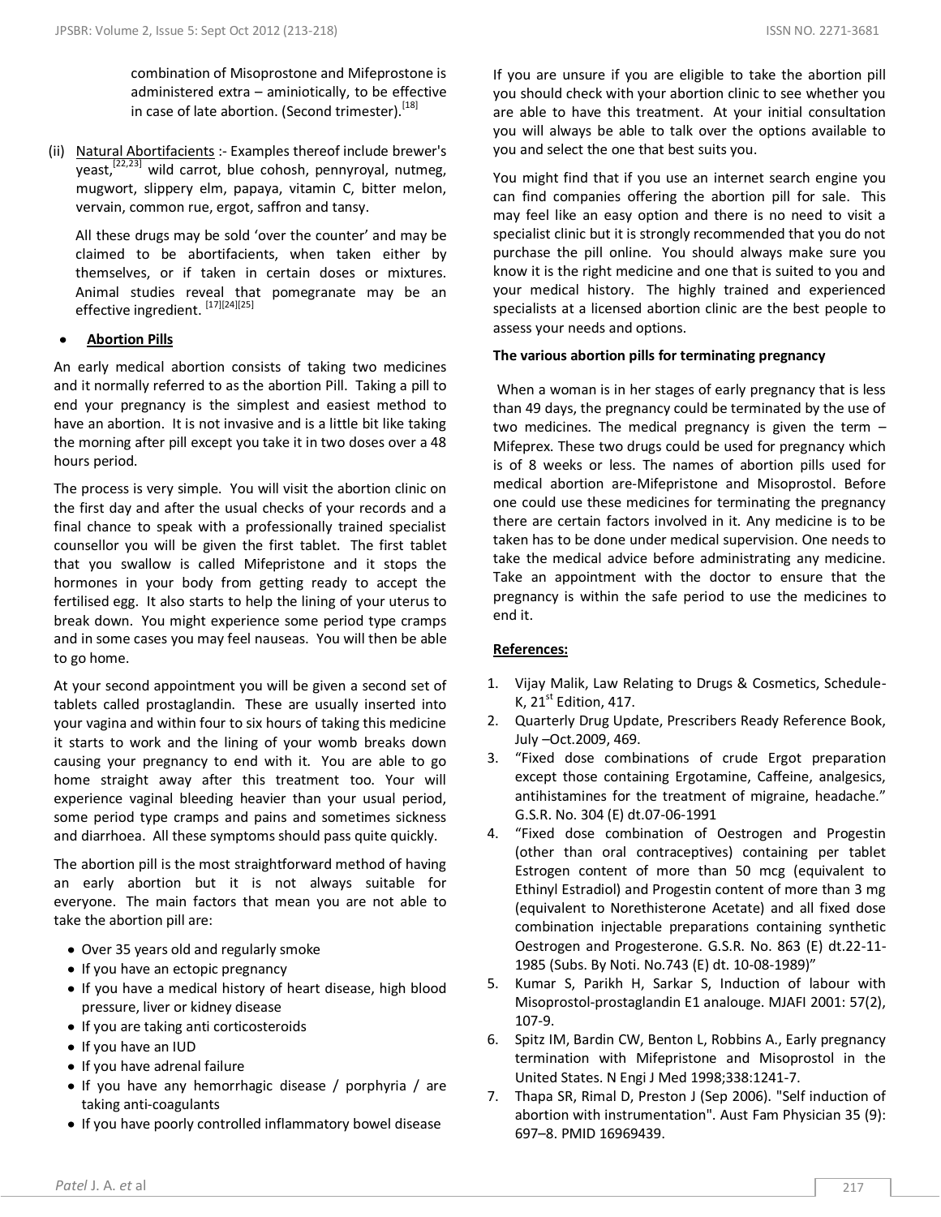combination of Misoprostone and Mifeprostone is administered extra – aminiotically, to be effective in case of late abortion. (Second trimester).[18]

(ii) Natural Abortifacients :- Examples thereof include brewer's yeast,[22,23] wild carrot, blue cohosh, pennyroyal, nutmeg, mugwort, slippery elm, papaya, vitamin C, bitter melon, vervain, common rue, ergot, saffron and tansy.

All these drugs may be sold 'over the counter' and may be claimed to be abortifacients, when taken either by themselves, or if taken in certain doses or mixtures. Animal studies reveal that pomegranate may be an effective ingredient. [17][24][25]

- **Abortion Pills**

An early medical abortion consists of taking two medicines and it normally referred to as the abortion Pill. Taking a pill to end your pregnancy is the simplest and easiest method to have an abortion. It is not invasive and is a little bit like taking the morning after pill except you take it in two doses over a 48 hours period.

The process is very simple. You will visit the abortion clinic on the first day and after the usual checks of your records and a final chance to speak with a professionally trained specialist counsellor you will be given the first tablet. The first tablet that you swallow is called Mifepristone and it stops the hormones in your body from getting ready to accept the fertilised egg. It also starts to help the lining of your uterus to break down. You might experience some period type cramps and in some cases you may feel nauseas. You will then be able to go home.

At your second appointment you will be given a second set of tablets called prostaglandin. These are usually inserted into your vagina and within four to six hours of taking this medicine it starts to work and the lining of your womb breaks down causing your pregnancy to end with it. You are able to go home straight away after this treatment too. Your will experience vaginal bleeding heavier than your usual period, some period type cramps and pains and sometimes sickness and diarrhoea. All these symptoms should pass quite quickly.

The abortion pill is the most straightforward method of having an early abortion but it is not always suitable for everyone. The main factors that mean you are not able to take the abortion pill are:

- Over 35 years old and regularly smoke
- If you have an ectopic pregnancy
- If you have a medical history of heart disease, high blood pressure, liver or kidney disease
- If you are taking anti corticosteroids
- If you have an IUD
- If you have adrenal failure
- If you have any hemorrhagic disease / porphyria / are taking anti-coagulants
- If you have poorly controlled inflammatory bowel disease

If you are unsure if you are eligible to take the abortion pill you should check with your abortion clinic to see whether you are able to have this treatment. At your initial consultation you will always be able to talk over the options available to you and select the one that best suits you.

You might find that if you use an internet search engine you can find companies offering the abortion pill for sale. This may feel like an easy option and there is no need to visit a specialist clinic but it is strongly recommended that you do not purchase the pill online. You should always make sure you know it is the right medicine and one that is suited to you and your medical history. The highly trained and experienced specialists at a licensed abortion clinic are the best people to assess your needs and options.

**The various abortion pills for terminating pregnancy**

When a woman is in her stages of early pregnancy that is less than 49 days, the pregnancy could be terminated by the use of two medicines. The medical pregnancy is given the term – Mifeprex. These two drugs could be used for pregnancy which is of 8 weeks or less. The names of abortion pills used for medical abortion are-Mifepristone and Misoprostol. Before one could use these medicines for terminating the pregnancy there are certain factors involved in it. Any medicine is to be taken has to be done under medical supervision. One needs to take the medical advice before administrating any medicine. Take an appointment with the doctor to ensure that the pregnancy is within the safe period to use the medicines to end it.

**References:**

1. Vijay Malik, Law Relating to Drugs & Cosmetics, Schedule-K, 21st Edition, 417.
2. Quarterly Drug Update, Prescribers Ready Reference Book, July –Oct.2009, 469.
3. "Fixed dose combinations of crude Ergot preparation except those containing Ergotamine, Caffeine, analgesics, antihistamines for the treatment of migraine, headache." G.S.R. No. 304 (E) dt.07-06-1991
4. "Fixed dose combination of Oestrogen and Progestin (other than oral contraceptives) containing per tablet Estrogen content of more than 50 mcg (equivalent to Ethinyl Estradiol) and Progestin content of more than 3 mg (equivalent to Norethisterone Acetate) and all fixed dose combination injectable preparations containing synthetic Oestrogen and Progesterone. G.S.R. No. 863 (E) dt.22-11-1985 (Subs. By Noti. No.743 (E) dt. 10-08-1989)"
5. Kumar S, Parikh H, Sarkar S, Induction of labour with Misoprostol-prostaglandin E1 analouge. MJAFI 2001: 57(2), 107-9.
6. Spitz IM, Bardin CW, Benton L, Robbins A., Early pregnancy termination with Mifepristone and Misoprostol in the United States. N Engi J Med 1998;338:1241-7.
7. Thapa SR, Rimal D, Preston J (Sep 2006). "Self induction of abortion with instrumentation". Aust Fam Physician 35 (9): 697–8. PMID 16969439.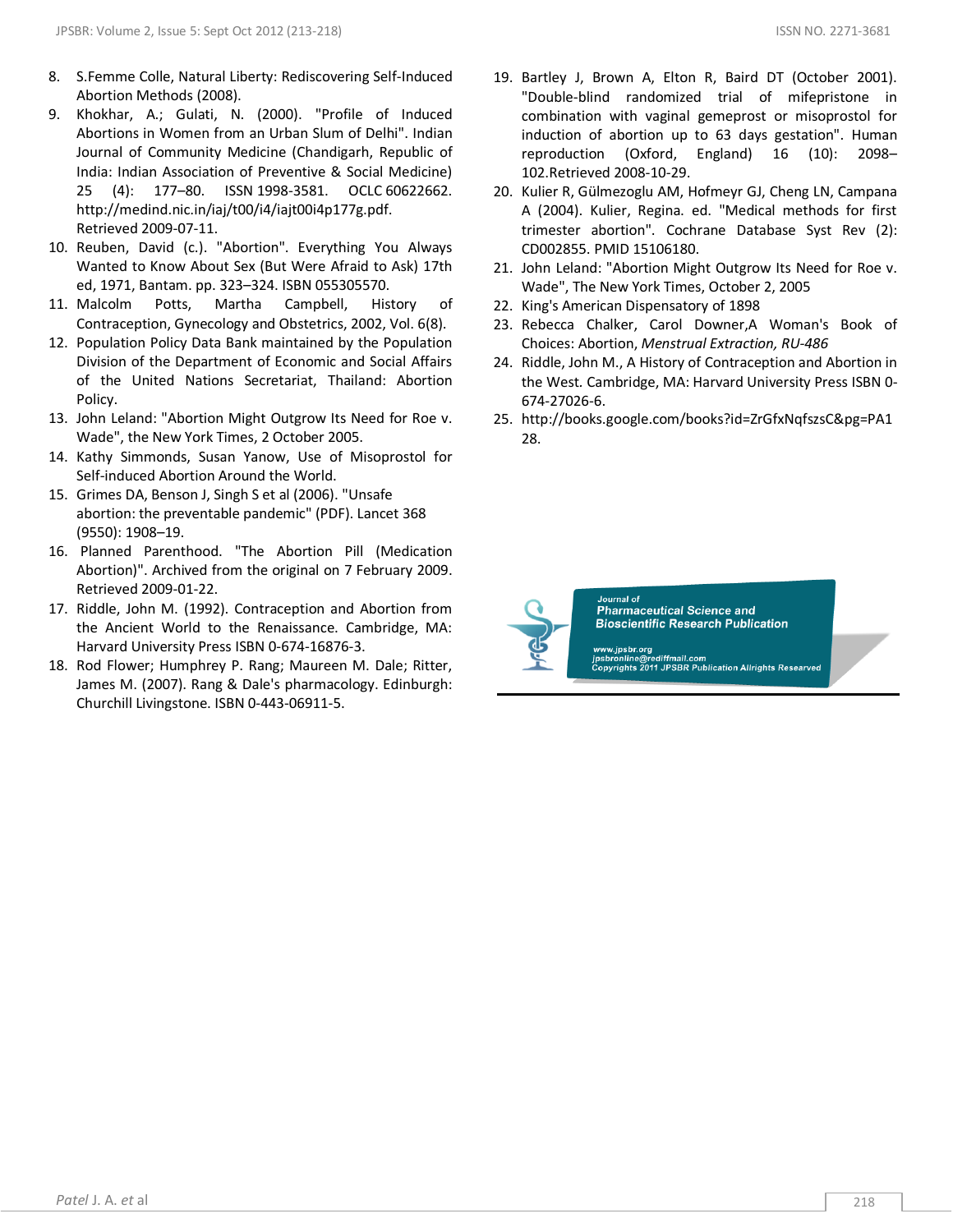8. S.Femme Colle, Natural Liberty: Rediscovering Self-Induced Abortion Methods (2008).
9. Khokhar, A.; Gulati, N. (2000). "Profile of Induced Abortions in Women from an Urban Slum of Delhi". Indian Journal of Community Medicine (Chandigarh, Republic of India: Indian Association of Preventive & Social Medicine) 25 (4): 177–80. ISSN 1998-3581. OCLC 60622662. http://medind.nic.in/iaj/t00/i4/iajt00i4p177g.pdf. Retrieved 2009-07-11.
10. Reuben, David (c.). "Abortion". Everything You Always Wanted to Know About Sex (But Were Afraid to Ask) 17th ed, 1971, Bantam. pp. 323–324. ISBN 055305570.
11. Malcolm Potts, Martha Campbell, History of Contraception, Gynecology and Obstetrics, 2002, Vol. 6(8).
12. Population Policy Data Bank maintained by the Population Division of the Department of Economic and Social Affairs of the United Nations Secretariat, Thailand: Abortion Policy.
13. John Leland: "Abortion Might Outgrow Its Need for Roe v. Wade", the New York Times, 2 October 2005.
14. Kathy Simmonds, Susan Yanow, Use of Misoprostol for Self-induced Abortion Around the World.
15. Grimes DA, Benson J, Singh S et al (2006). "Unsafe abortion: the preventable pandemic" (PDF). Lancet 368 (9550): 1908–19.
16. Planned Parenthood. "The Abortion Pill (Medication Abortion)". Archived from the original on 7 February 2009. Retrieved 2009-01-22.
17. Riddle, John M. (1992). Contraception and Abortion from the Ancient World to the Renaissance. Cambridge, MA: Harvard University Press ISBN 0-674-16876-3.
18. Rod Flower; Humphrey P. Rang; Maureen M. Dale; Ritter, James M. (2007). Rang & Dale's pharmacology. Edinburgh: Churchill Livingstone. ISBN 0-443-06911-5.
19. Bartley J, Brown A, Elton R, Baird DT (October 2001). "Double-blind randomized trial of mifepristone in combination with vaginal gemeprost or misoprostol for induction of abortion up to 63 days gestation". Human reproduction (Oxford, England) 16 (10): 2098–102.Retrieved 2008-10-29.
20. Kulier R, Gülmezoglu AM, Hofmeyr GJ, Cheng LN, Campana A (2004). Kulier, Regina. ed. "Medical methods for first trimester abortion". Cochrane Database Syst Rev (2): CD002855. PMID 15106180.
21. John Leland: "Abortion Might Outgrow Its Need for Roe v. Wade", The New York Times, October 2, 2005
22. King's American Dispensatory of 1898
23. Rebecca Chalker, Carol Downer,A Woman's Book of Choices: Abortion, *Menstrual Extraction, RU-486*
24. Riddle, John M., A History of Contraception and Abortion in the West. Cambridge, MA: Harvard University Press ISBN 0-674-27026-6.
25. http://books.google.com/books?id=ZrGfxNqfszsC&pg=PA128.

Journal of
**Pharmaceutical Science and Bioscientific Research Publication**
www.jpsbr.org
jpsbronline@rediffmail.com
Copyrights 2011 JPSBR Publication Allrights Researved